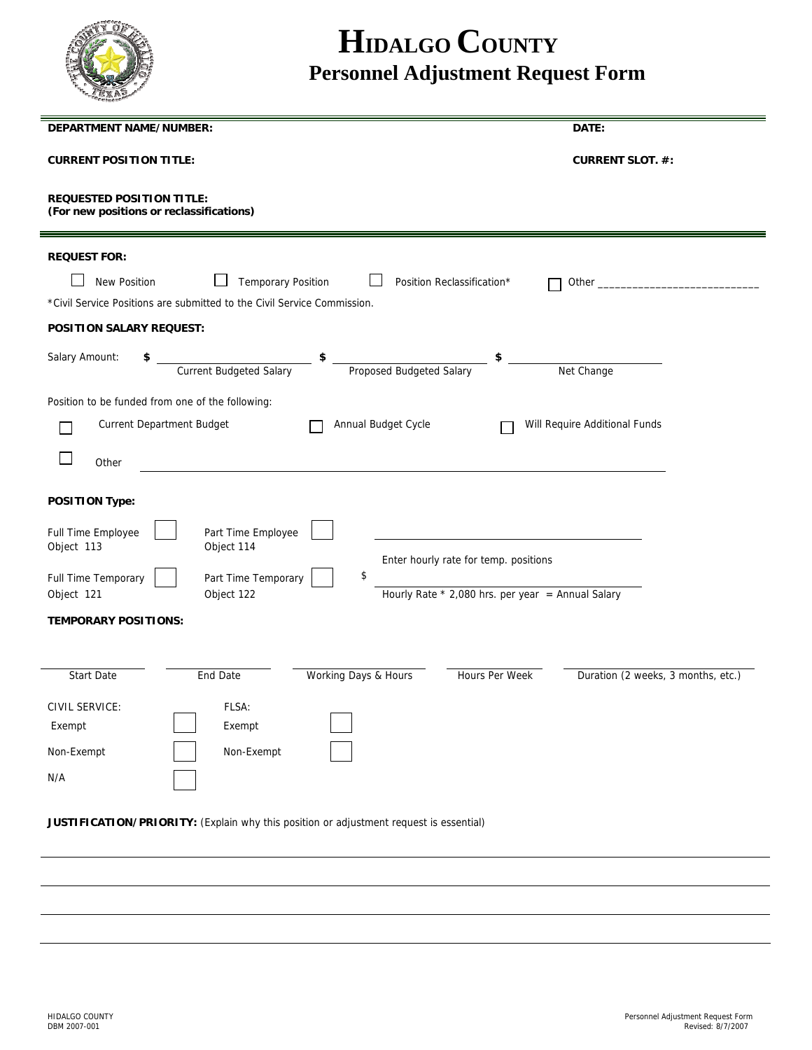# HIDALGO COUNTY
## Personnel Adjustment Request Form

**DEPARTMENT NAME/NUMBER:** **DATE:**

**CURRENT POSITION TITLE:** **CURRENT SLOT. #:**

**REQUESTED POSITION TITLE:**
**(For new positions or reclassifications)**

---

**REQUEST FOR:**

☐ New Position ☐ Temporary Position ☐ Position Reclassification* ☐ Other ____________________________

*Civil Service Positions are submitted to the Civil Service Commission.

**POSITION SALARY REQUEST:**

Salary Amount: $ ____________ $ ____________ $ ____________

Current Budgeted Salary | Proposed Budgeted Salary | Net Change

Position to be funded from one of the following:

☐ Current Department Budget ☐ Annual Budget Cycle ☐ Will Require Additional Funds

☐ Other ____________________________________________

**POSITION Type:**

Full Time Employee Object 113 ☐ Part Time Employee Object 114 ☐

____________________________
Enter hourly rate for temp. positions

Full Time Temporary Object 121 ☐ Part Time Temporary Object 122 ☐ $ ____________________________
Hourly Rate * 2,080 hrs. per year = Annual Salary

**TEMPORARY POSITIONS:**

| Start Date | End Date | Working Days & Hours | Hours Per Week | Duration (2 weeks, 3 months, etc.) |
|---|---|---|---|---|
| | | | | |

| CIVIL SERVICE: | | FLSA: | |
|---|---|---|---|
| Exempt | ☐ | Exempt | ☐ |
| Non-Exempt | ☐ | Non-Exempt | ☐ |
| N/A | ☐ | | |

**JUSTIFICATION/PRIORITY:** (Explain why this position or adjustment request is essential)

________________________________________________________________________

________________________________________________________________________

________________________________________________________________________

________________________________________________________________________

HIDALGO COUNTY
DBM 2007-001

Personnel Adjustment Request Form
Revised: 8/7/2007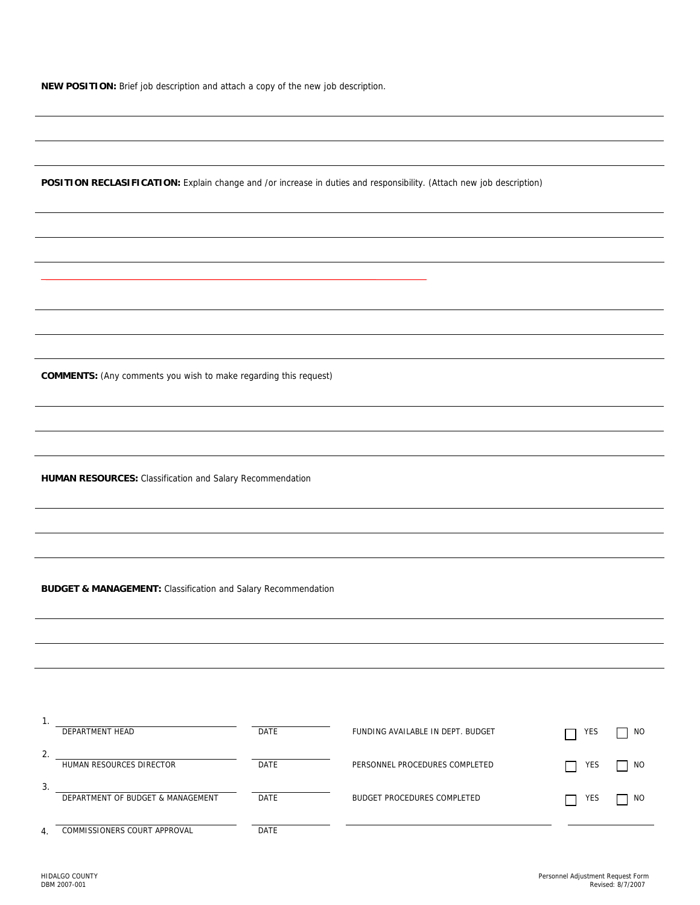**NEW POSITION:** Brief job description and attach a copy of the new job description.

**POSITION RECLASIFICATION:** Explain change and /or increase in duties and responsibility. (Attach new job description)

**COMMENTS:** (Any comments you wish to make regarding this request)

**HUMAN RESOURCES:** Classification and Salary Recommendation

**BUDGET & MANAGEMENT:** Classification and Salary Recommendation

| | | | | | |
|---|---|---|---|---|---|
| 1. | DEPARTMENT HEAD | DATE | FUNDING AVAILABLE IN DEPT. BUDGET | ☐ YES | ☐ NO |
| 2. | HUMAN RESOURCES DIRECTOR | DATE | PERSONNEL PROCEDURES COMPLETED | ☐ YES | ☐ NO |
| 3. | DEPARTMENT OF BUDGET & MANAGEMENT | DATE | BUDGET PROCEDURES COMPLETED | ☐ YES | ☐ NO |
| 4. | COMMISSIONERS COURT APPROVAL | DATE | | | |

HIDALGO COUNTY
DBM 2007-001

Personnel Adjustment Request Form
Revised: 8/7/2007